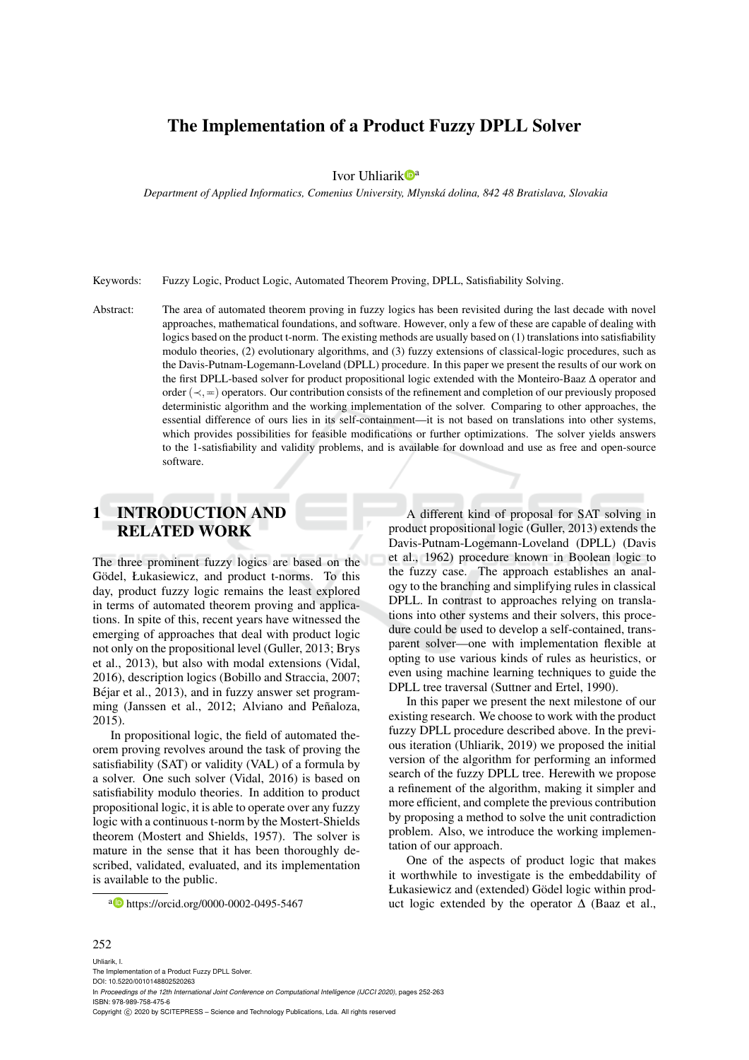# The Implementation of a Product Fuzzy DPLL Solver

Ivor Uhliarik[a]

*Department of Applied Informatics, Comenius University, Mlynská dolina, 842 48 Bratislava, Slovakia*

Keywords: Fuzzy Logic, Product Logic, Automated Theorem Proving, DPLL, Satisfiability Solving.

Abstract: The area of automated theorem proving in fuzzy logics has been revisited during the last decade with novel approaches, mathematical foundations, and software. However, only a few of these are capable of dealing with logics based on the product t-norm. The existing methods are usually based on (1) translations into satisfiability modulo theories, (2) evolutionary algorithms, and (3) fuzzy extensions of classical-logic procedures, such as the Davis-Putnam-Logemann-Loveland (DPLL) procedure. In this paper we present the results of our work on the first DPLL-based solver for product propositional logic extended with the Monteiro-Baaz $\Delta$ operator and order $(\prec, =)$ operators. Our contribution consists of the refinement and completion of our previously proposed deterministic algorithm and the working implementation of the solver. Comparing to other approaches, the essential difference of ours lies in its self-containment—it is not based on translations into other systems, which provides possibilities for feasible modifications or further optimizations. The solver yields answers to the 1-satisfiability and validity problems, and is available for download and use as free and open-source software.

## 1 INTRODUCTION AND RELATED WORK

The three prominent fuzzy logics are based on the Gödel, Łukasiewicz, and product t-norms. To this day, product fuzzy logic remains the least explored in terms of automated theorem proving and applications. In spite of this, recent years have witnessed the emerging of approaches that deal with product logic not only on the propositional level (Guller, 2013; Brys et al., 2013), but also with modal extensions (Vidal, 2016), description logics (Bobillo and Straccia, 2007; Béjar et al., 2013), and in fuzzy answer set programming (Janssen et al., 2012; Alviano and Peñaloza, 2015).

In propositional logic, the field of automated theorem proving revolves around the task of proving the satisfiability (SAT) or validity (VAL) of a formula by a solver. One such solver (Vidal, 2016) is based on satisfiability modulo theories. In addition to product propositional logic, it is able to operate over any fuzzy logic with a continuous t-norm by the Mostert-Shields theorem (Mostert and Shields, 1957). The solver is mature in the sense that it has been thoroughly described, validated, evaluated, and its implementation is available to the public.

A different kind of proposal for SAT solving in product propositional logic (Guller, 2013) extends the Davis-Putnam-Logemann-Loveland (DPLL) (Davis et al., 1962) procedure known in Boolean logic to the fuzzy case. The approach establishes an analogy to the branching and simplifying rules in classical DPLL. In contrast to approaches relying on translations into other systems and their solvers, this procedure could be used to develop a self-contained, transparent solver—one with implementation flexible at opting to use various kinds of rules as heuristics, or even using machine learning techniques to guide the DPLL tree traversal (Suttner and Ertel, 1990).

In this paper we present the next milestone of our existing research. We choose to work with the product fuzzy DPLL procedure described above. In the previous iteration (Uhliarik, 2019) we proposed the initial version of the algorithm for performing an informed search of the fuzzy DPLL tree. Herewith we propose a refinement of the algorithm, making it simpler and more efficient, and complete the previous contribution by proposing a method to solve the unit contradiction problem. Also, we introduce the working implementation of our approach.

One of the aspects of product logic that makes it worthwhile to investigate is the embeddability of Łukasiewicz and (extended) Gödel logic within product logic extended by the operator $\Delta$ (Baaz et al.,

[a] https://orcid.org/0000-0002-0495-5467

Uhliarik, I.
The Implementation of a Product Fuzzy DPLL Solver.
DOI: 10.5220/0010148802520263
In *Proceedings of the 12th International Joint Conference on Computational Intelligence (IJCCI 2020)*, pages 252-263
ISBN: 978-989-758-475-6
Copyright © 2020 by SCITEPRESS – Science and Technology Publications, Lda. All rights reserved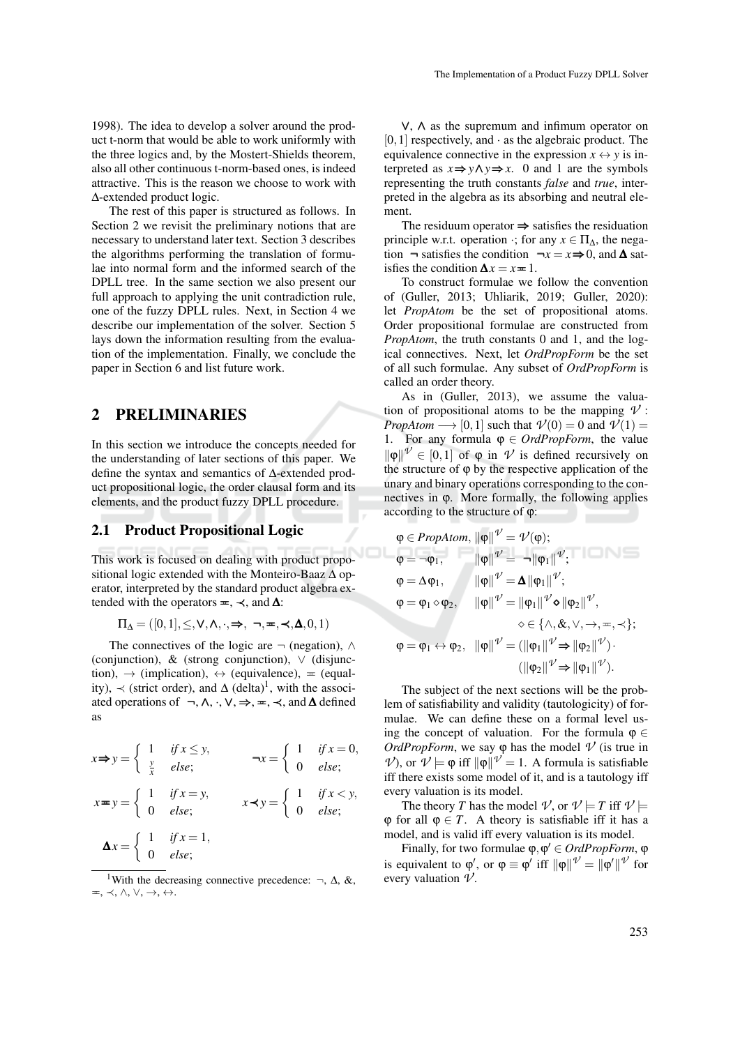1998). The idea to develop a solver around the product t-norm that would be able to work uniformly with the three logics and, by the Mostert-Shields theorem, also all other continuous t-norm-based ones, is indeed attractive. This is the reason we choose to work with Δ-extended product logic.

The rest of this paper is structured as follows. In Section 2 we revisit the preliminary notions that are necessary to understand later text. Section 3 describes the algorithms performing the translation of formulae into normal form and the informed search of the DPLL tree. In the same section we also present our full approach to applying the unit contradiction rule, one of the fuzzy DPLL rules. Next, in Section 4 we describe our implementation of the solver. Section 5 lays down the information resulting from the evaluation of the implementation. Finally, we conclude the paper in Section 6 and list future work.

## 2 PRELIMINARIES

In this section we introduce the concepts needed for the understanding of later sections of this paper. We define the syntax and semantics of Δ-extended product propositional logic, the order clausal form and its elements, and the product fuzzy DPLL procedure.

### 2.1 Product Propositional Logic

This work is focused on dealing with product propositional logic extended with the Monteiro-Baaz Δ operator, interpreted by the standard product algebra extended with the operators $\boldsymbol{=}$, $\boldsymbol{\prec}$, and $\boldsymbol{\Delta}$:

$$\Pi_\Delta = ([0,1], \leq, \vee, \wedge, \cdot, \Rightarrow, \neg, \boldsymbol{=}, \boldsymbol{\prec}, \boldsymbol{\Delta}, 0, 1)$$

The connectives of the logic are $\neg$ (negation), $\wedge$ (conjunction), & (strong conjunction), $\vee$ (disjunction), $\rightarrow$ (implication), $\leftrightarrow$ (equivalence), $=$ (equality), $\prec$ (strict order), and $\Delta$ (delta)[1], with the associated operations of $\neg, \wedge, \cdot, \vee, \Rightarrow, \boldsymbol{=}, \boldsymbol{\prec}$, and $\boldsymbol{\Delta}$ defined as

$$x \Rightarrow y = \begin{cases} 1 & \text{if } x \leq y, \\ \frac{y}{x} & \text{else}; \end{cases} \qquad \neg x = \begin{cases} 1 & \text{if } x = 0, \\ 0 & \text{else}; \end{cases}$$

$$x \boldsymbol{=} y = \begin{cases} 1 & \text{if } x = y, \\ 0 & \text{else}; \end{cases} \qquad x \boldsymbol{\prec} y = \begin{cases} 1 & \text{if } x < y, \\ 0 & \text{else}; \end{cases}$$

$$\boldsymbol{\Delta} x = \begin{cases} 1 & \text{if } x = 1, \\ 0 & \text{else}; \end{cases}$$

[1]With the decreasing connective precedence: $\neg$, $\Delta$, &, $=$, $\prec$, $\wedge$, $\vee$, $\rightarrow$, $\leftrightarrow$.

$\vee$, $\wedge$ as the supremum and infimum operator on $[0,1]$ respectively, and $\cdot$ as the algebraic product. The equivalence connective in the expression $x \leftrightarrow y$ is interpreted as $x \Rightarrow y \wedge y \Rightarrow x$. 0 and 1 are the symbols representing the truth constants *false* and *true*, interpreted in the algebra as its absorbing and neutral element.

The residuum operator $\Rightarrow$ satisfies the residuation principle w.r.t. operation $\cdot$; for any $x \in \Pi_\Delta$, the negation $\neg$ satisfies the condition $\neg x = x \Rightarrow 0$, and $\boldsymbol{\Delta}$ satisfies the condition $\boldsymbol{\Delta} x = x \boldsymbol{=} 1$.

To construct formulae we follow the convention of (Guller, 2013; Uhliarik, 2019; Guller, 2020): let *PropAtom* be the set of propositional atoms. Order propositional formulae are constructed from *PropAtom*, the truth constants 0 and 1, and the logical connectives. Next, let *OrdPropForm* be the set of all such formulae. Any subset of *OrdPropForm* is called an order theory.

As in (Guller, 2013), we assume the valuation of propositional atoms to be the mapping $\mathcal{V}$ : *PropAtom* $\longrightarrow [0,1]$ such that $\mathcal{V}(0) = 0$ and $\mathcal{V}(1) = 1$. For any formula $\varphi \in$ *OrdPropForm*, the value $\|\varphi\|^{\mathcal{V}} \in [0,1]$ of $\varphi$ in $\mathcal{V}$ is defined recursively on the structure of $\varphi$ by the respective application of the unary and binary operations corresponding to the connectives in $\varphi$. More formally, the following applies according to the structure of $\varphi$:

$$\begin{aligned}
&\varphi \in \textit{PropAtom}, && \|\varphi\|^{\mathcal{V}} = \mathcal{V}(\varphi); \\
&\varphi = \neg\varphi_1, && \|\varphi\|^{\mathcal{V}} = \neg\|\varphi_1\|^{\mathcal{V}}; \\
&\varphi = \Delta\varphi_1, && \|\varphi\|^{\mathcal{V}} = \boldsymbol{\Delta}\|\varphi_1\|^{\mathcal{V}}; \\
&\varphi = \varphi_1 \diamond \varphi_2, && \|\varphi\|^{\mathcal{V}} = \|\varphi_1\|^{\mathcal{V}} \boldsymbol{\diamond} \|\varphi_2\|^{\mathcal{V}}, \\
& && \diamond \in \{\wedge, \&, \vee, \rightarrow, =, \prec\}; \\
&\varphi = \varphi_1 \leftrightarrow \varphi_2, && \|\varphi\|^{\mathcal{V}} = (\|\varphi_1\|^{\mathcal{V}} \Rightarrow \|\varphi_2\|^{\mathcal{V}}) \cdot \\
& && (\|\varphi_2\|^{\mathcal{V}} \Rightarrow \|\varphi_1\|^{\mathcal{V}}).
\end{aligned}$$

The subject of the next sections will be the problem of satisfiability and validity (tautologicity) of formulae. We can define these on a formal level using the concept of valuation. For the formula $\varphi \in$ *OrdPropForm*, we say $\varphi$ has the model $\mathcal{V}$ ($\varphi$ is true in $\mathcal{V}$), or $\mathcal{V} \models \varphi$ iff $\|\varphi\|^{\mathcal{V}} = 1$. A formula is satisfiable iff there exists some model of it, and is a tautology iff every valuation is its model.

The theory $T$ has the model $\mathcal{V}$, or $\mathcal{V} \models T$ iff $\mathcal{V} \models \varphi$ for all $\varphi \in T$. A theory is satisfiable iff it has a model, and is valid iff every valuation is its model.

Finally, for two formulae $\varphi, \varphi' \in$ *OrdPropForm*, $\varphi$ is equivalent to $\varphi'$, or $\varphi \equiv \varphi'$ iff $\|\varphi\|^{\mathcal{V}} = \|\varphi'\|^{\mathcal{V}}$ for every valuation $\mathcal{V}$.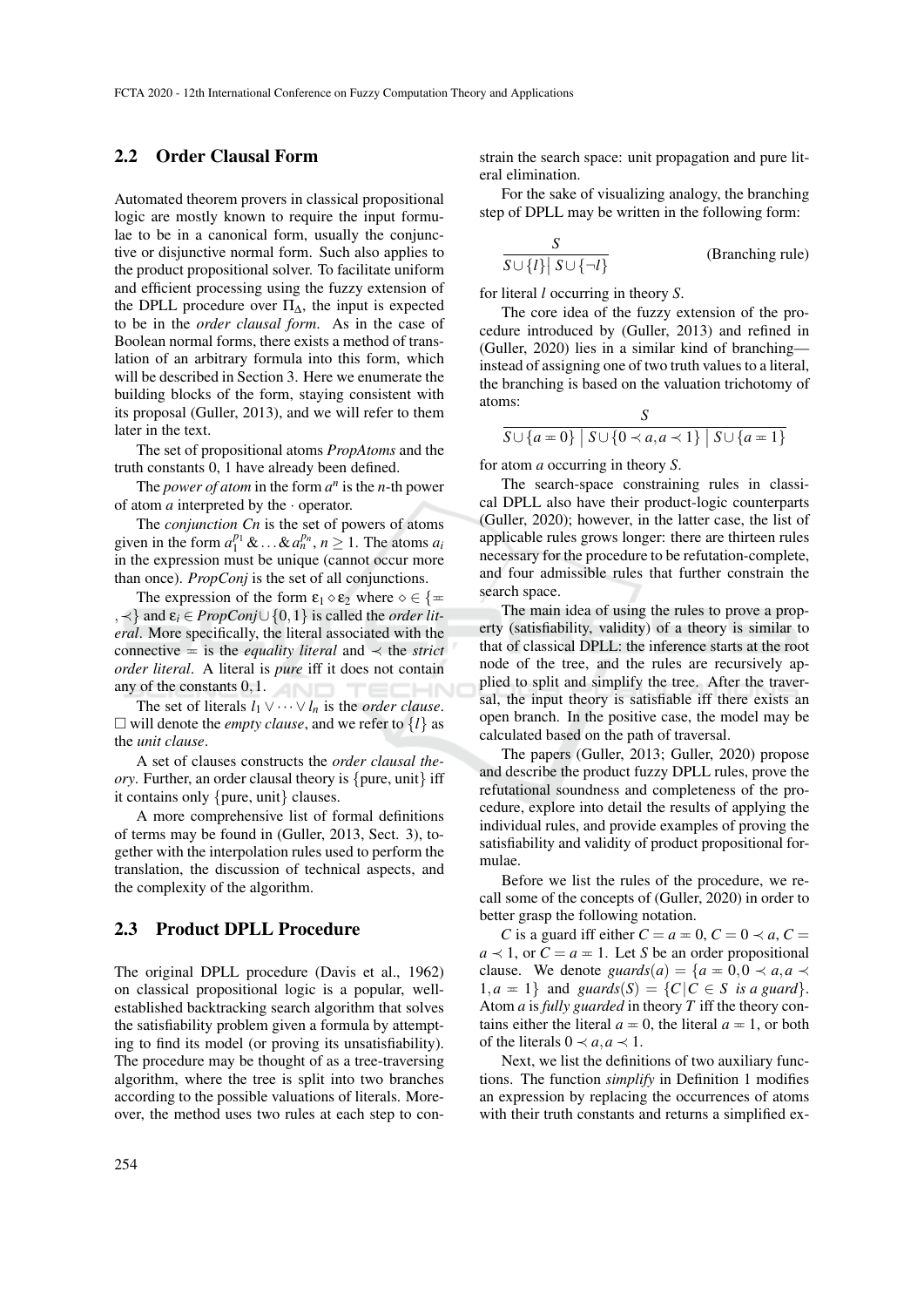## 2.2 Order Clausal Form

Automated theorem provers in classical propositional logic are mostly known to require the input formulae to be in a canonical form, usually the conjunctive or disjunctive normal form. Such also applies to the product propositional solver. To facilitate uniform and efficient processing using the fuzzy extension of the DPLL procedure over $\Pi_\Delta$, the input is expected to be in the *order clausal form*. As in the case of Boolean normal forms, there exists a method of translation of an arbitrary formula into this form, which will be described in Section 3. Here we enumerate the building blocks of the form, staying consistent with its proposal (Guller, 2013), and we will refer to them later in the text.

The set of propositional atoms *PropAtoms* and the truth constants 0, 1 have already been defined.

The *power of atom* in the form $a^n$ is the $n$-th power of atom $a$ interpreted by the $\cdot$ operator.

The *conjunction Cn* is the set of powers of atoms given in the form $a_1^{p_1} \& \ldots \& a_n^{p_n}$, $n \geq 1$. The atoms $a_i$ in the expression must be unique (cannot occur more than once). *PropConj* is the set of all conjunctions.

The expression of the form $\varepsilon_1 \diamond \varepsilon_2$ where $\diamond \in \{\eqcirc, \prec\}$ and $\varepsilon_i \in PropConj \cup \{0,1\}$ is called the *order literal*. More specifically, the literal associated with the connective $\eqcirc$ is the *equality literal* and $\prec$ the *strict order literal*. A literal is *pure* iff it does not contain any of the constants $0,1$.

The set of literals $l_1 \vee \cdots \vee l_n$ is the *order clause*. $\square$ will denote the *empty clause*, and we refer to $\{l\}$ as the *unit clause*.

A set of clauses constructs the *order clausal theory*. Further, an order clausal theory is {pure, unit} iff it contains only {pure, unit} clauses.

A more comprehensive list of formal definitions of terms may be found in (Guller, 2013, Sect. 3), together with the interpolation rules used to perform the translation, the discussion of technical aspects, and the complexity of the algorithm.

## 2.3 Product DPLL Procedure

The original DPLL procedure (Davis et al., 1962) on classical propositional logic is a popular, well-established backtracking search algorithm that solves the satisfiability problem given a formula by attempting to find its model (or proving its unsatisfiability). The procedure may be thought of as a tree-traversing algorithm, where the tree is split into two branches according to the possible valuations of literals. Moreover, the method uses two rules at each step to constrain the search space: unit propagation and pure literal elimination.

For the sake of visualizing analogy, the branching step of DPLL may be written in the following form:

$$\frac{S}{S \cup \{l\} \mid S \cup \{\neg l\}} \qquad \text{(Branching rule)}$$

for literal $l$ occurring in theory $S$.

The core idea of the fuzzy extension of the procedure introduced by (Guller, 2013) and refined in (Guller, 2020) lies in a similar kind of branching—instead of assigning one of two truth values to a literal, the branching is based on the valuation trichotomy of atoms:

$$\frac{S}{S \cup \{a \eqcirc 0\} \mid S \cup \{0 \prec a, a \prec 1\} \mid S \cup \{a \eqcirc 1\}}$$

for atom $a$ occurring in theory $S$.

The search-space constraining rules in classical DPLL also have their product-logic counterparts (Guller, 2020); however, in the latter case, the list of applicable rules grows longer: there are thirteen rules necessary for the procedure to be refutation-complete, and four admissible rules that further constrain the search space.

The main idea of using the rules to prove a property (satisfiability, validity) of a theory is similar to that of classical DPLL: the inference starts at the root node of the tree, and the rules are recursively applied to split and simplify the tree. After the traversal, the input theory is satisfiable iff there exists an open branch. In the positive case, the model may be calculated based on the path of traversal.

The papers (Guller, 2013; Guller, 2020) propose and describe the product fuzzy DPLL rules, prove the refutational soundness and completeness of the procedure, explore into detail the results of applying the individual rules, and provide examples of proving the satisfiability and validity of product propositional formulae.

Before we list the rules of the procedure, we recall some of the concepts of (Guller, 2020) in order to better grasp the following notation.

$C$ is a guard iff either $C = a \eqcirc 0$, $C = 0 \prec a$, $C = a \prec 1$, or $C = a \eqcirc 1$. Let $S$ be an order propositional clause. We denote $guards(a) = \{a \eqcirc 0, 0 \prec a, a \prec 1, a \eqcirc 1\}$ and $guards(S) = \{C \mid C \in S \text{ is a guard}\}$. Atom $a$ is *fully guarded* in theory $T$ iff the theory contains either the literal $a \eqcirc 0$, the literal $a \eqcirc 1$, or both of the literals $0 \prec a, a \prec 1$.

Next, we list the definitions of two auxiliary functions. The function *simplify* in Definition 1 modifies an expression by replacing the occurrences of atoms with their truth constants and returns a simplified ex-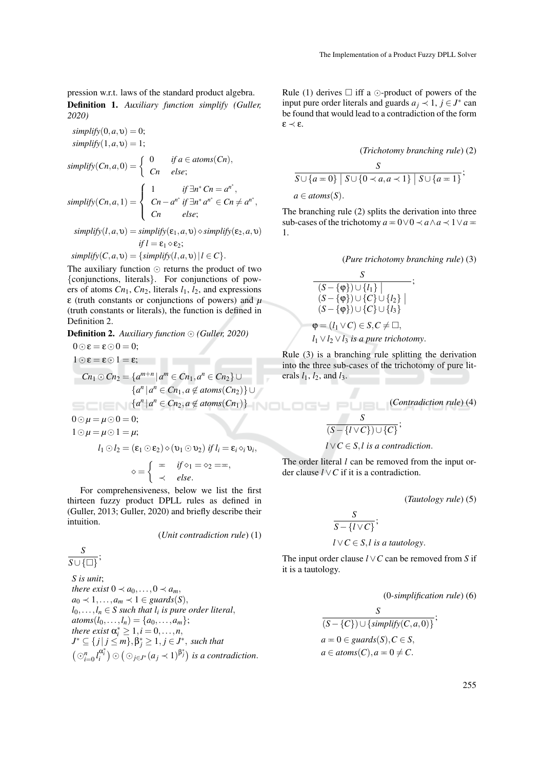pression w.r.t. laws of the standard product algebra.

**Definition 1.** *Auxiliary function simplify (Guller, 2020)*

$$simplify(0, a, \upsilon) = 0;$$

$$simplify(1, a, \upsilon) = 1;$$

$$simplify(Cn, a, 0) = \begin{cases} 0 & \text{if } a \in atoms(Cn), \\ Cn & \text{else}; \end{cases}$$

$$simplify(Cn, a, 1) = \begin{cases} 1 & \text{if } \exists n^* \, Cn = a^{n^*}, \\ Cn - a^{n^*} & \text{if } \exists n^* \, a^{n^*} \in Cn \neq a^{n^*}, \\ Cn & \text{else}; \end{cases}$$

$$simplify(l, a, \upsilon) = simplify(\varepsilon_1, a, \upsilon) \diamond simplify(\varepsilon_2, a, \upsilon) \quad \text{if } l = \varepsilon_1 \diamond \varepsilon_2;$$

$$simplify(C, a, \upsilon) = \{simplify(l, a, \upsilon) \mid l \in C\}.$$

The auxiliary function $\odot$ returns the product of two {conjunctions, literals}. For conjunctions of powers of atoms $Cn_1$, $Cn_2$, literals $l_1$, $l_2$, and expressions $\varepsilon$ (truth constants or conjunctions of powers) and $\mu$ (truth constants or literals), the function is defined in Definition 2.

**Definition 2.** *Auxiliary function $\odot$ (Guller, 2020)*

$$0 \odot \varepsilon = \varepsilon \odot 0 = 0;$$

$$1 \odot \varepsilon = \varepsilon \odot 1 = \varepsilon;$$

$$Cn_1 \odot Cn_2 = \{a^{m+n} \mid a^m \in Cn_1, a^n \in Cn_2\} \cup \{a^n \mid a^n \in Cn_1, a \notin atoms(Cn_2)\} \cup \{a^n \mid a^n \in Cn_2, a \notin atoms(Cn_1)\}$$

$$0 \odot \mu = \mu \odot 0 = 0;$$

$$1 \odot \mu = \mu \odot 1 = \mu;$$

$$l_1 \odot l_2 = (\varepsilon_1 \odot \varepsilon_2) \diamond (\upsilon_1 \odot \upsilon_2) \text{ if } l_i = \varepsilon_i \diamond_i \upsilon_i,$$

$$\diamond = \begin{cases} \eqcirc & \text{if } \diamond_1 = \diamond_2 = \eqcirc, \\ \prec & \text{else}. \end{cases}$$

For comprehensiveness, below we list the first thirteen fuzzy product DPLL rules as defined in (Guller, 2013; Guller, 2020) and briefly describe their intuition.

(*Unit contradiction rule*) (1)

$$\frac{S}{S \cup \{\square\}};$$

*S is unit*;
*there exist* $0 \prec a_0, \dots, 0 \prec a_m$,
$a_0 \prec 1, \dots, a_m \prec 1 \in guards(S)$,
$l_0, \dots, l_n \in S$ *such that* $l_i$ *is pure order literal*,
$atoms(l_0, \dots, l_n) = \{a_0, \dots, a_m\}$;
*there exist* $\alpha_i^* \geq 1, i = 0, \dots, n$,
$J^* \subseteq \{j \mid j \leq m\}, \beta_j^* \geq 1, j \in J^*$, *such that*
$\left(\odot_{i=0}^n l_i^{\alpha_i^*}\right) \odot \left(\odot_{j \in J^*} (a_j \prec 1)^{\beta_j^*}\right)$ *is a contradiction*.

Rule (1) derives $\square$ iff a $\odot$-product of powers of the input pure order literals and guards $a_j \prec 1$, $j \in J^*$ can be found that would lead to a contradiction of the form $\varepsilon \prec \varepsilon$.

(*Trichotomy branching rule*) (2)

$$\frac{S}{S \cup \{a \eqcirc 0\} \mid S \cup \{0 \prec a, a \prec 1\} \mid S \cup \{a \eqcirc 1\}};$$

$a \in atoms(S)$.

The branching rule (2) splits the derivation into three sub-cases of the trichotomy $a \eqcirc 0 \vee 0 \prec a \wedge a \prec 1 \vee a \eqcirc 1$.

(*Pure trichotomy branching rule*) (3)

$$\frac{S}{(S - \{\varphi\}) \cup \{l_1\} \mid (S - \{\varphi\}) \cup \{C\} \cup \{l_2\} \mid (S - \{\varphi\}) \cup \{C\} \cup \{l_3\}};$$

$\varphi = (l_1 \vee C) \in S, C \neq \square$,
$l_1 \vee l_2 \vee l_3$ *is a pure trichotomy*.

Rule (3) is a branching rule splitting the derivation into the three sub-cases of the trichotomy of pure literals $l_1$, $l_2$, and $l_3$.

(*Contradiction rule*) (4)

$$\frac{S}{(S - \{l \vee C\}) \cup \{C\}};$$

$l \vee C \in S, l$ *is a contradiction*.

The order literal $l$ can be removed from the input order clause $l \vee C$ if it is a contradiction.

(*Tautology rule*) (5)

$$\frac{S}{S - \{l \vee C\}};$$

$l \vee C \in S, l$ *is a tautology*.

The input order clause $l \vee C$ can be removed from $S$ if it is a tautology.

(*0-simplification rule*) (6)

$$\frac{S}{(S - \{C\}) \cup \{simplify(C, a, 0)\}};$$

$a \eqcirc 0 \in guards(S), C \in S$,
$a \in atoms(C), a \eqcirc 0 \neq C$.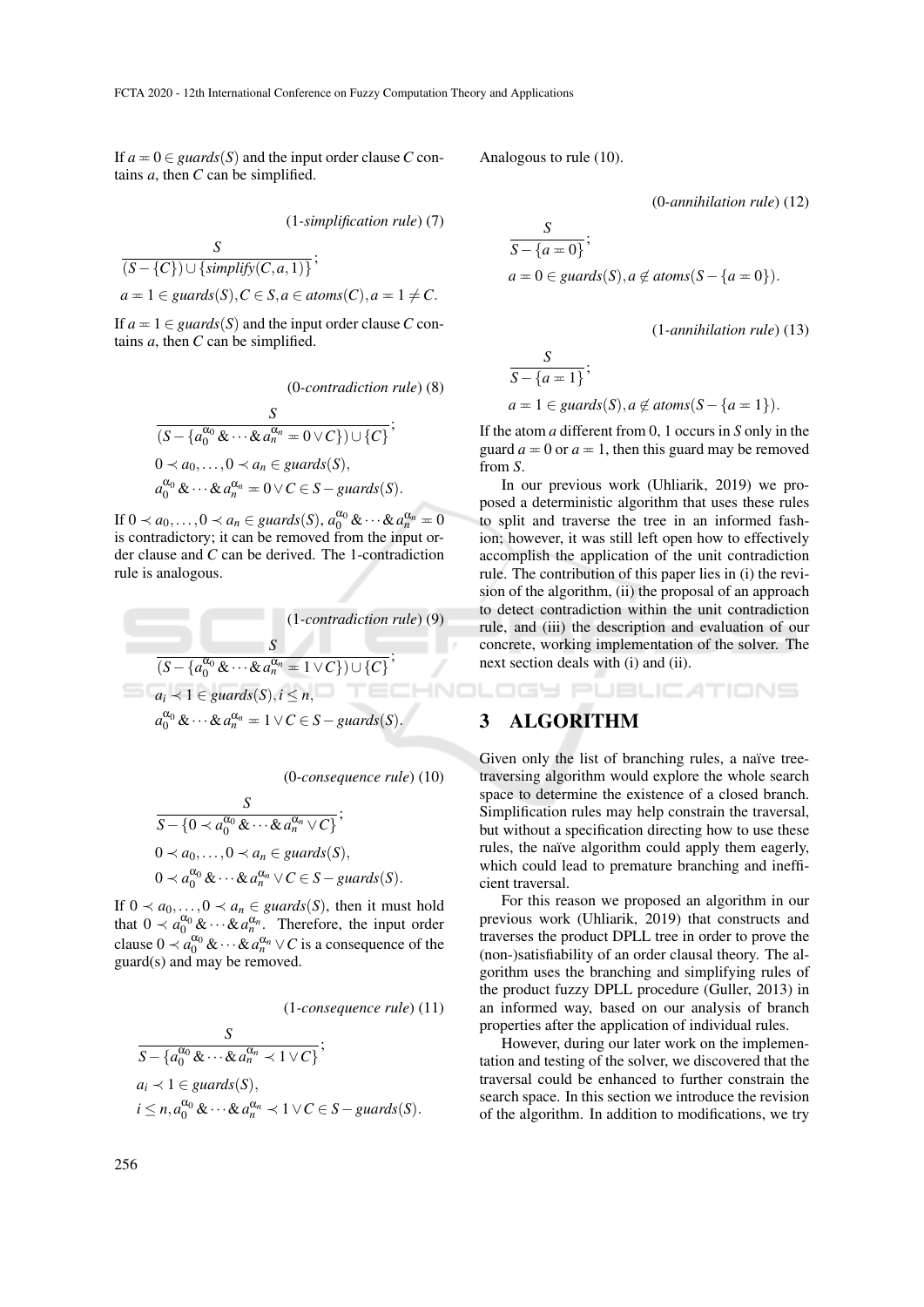If $a \doteq 0 \in guards(S)$ and the input order clause $C$ contains $a$, then $C$ can be simplified.

(1-*simplification rule*) (7)

$$\frac{S}{(S - \{C\}) \cup \{simplify(C, a, 1)\}};$$

$$a \doteq 1 \in guards(S), C \in S, a \in atoms(C), a \doteq 1 \neq C.$$

If $a \doteq 1 \in guards(S)$ and the input order clause $C$ contains $a$, then $C$ can be simplified.

(0-*contradiction rule*) (8)

$$\frac{S}{(S - \{a_0^{\alpha_0} \& \cdots \& a_n^{\alpha_n} \doteq 0 \vee C\}) \cup \{C\}};$$

$$0 \prec a_0, \ldots, 0 \prec a_n \in guards(S),$$

$$a_0^{\alpha_0} \& \cdots \& a_n^{\alpha_n} \doteq 0 \vee C \in S - guards(S).$$

If $0 \prec a_0, \ldots, 0 \prec a_n \in guards(S)$, $a_0^{\alpha_0} \& \cdots \& a_n^{\alpha_n} \doteq 0$ is contradictory; it can be removed from the input order clause and $C$ can be derived. The 1-contradiction rule is analogous.

(1-*contradiction rule*) (9)

$$\frac{S}{(S - \{a_0^{\alpha_0} \& \cdots \& a_n^{\alpha_n} \doteq 1 \vee C\}) \cup \{C\}};$$

$$a_i \prec 1 \in guards(S), i \leq n,$$

$$a_0^{\alpha_0} \& \cdots \& a_n^{\alpha_n} \doteq 1 \vee C \in S - guards(S).$$

(0-*consequence rule*) (10)

$$\frac{S}{S - \{0 \prec a_0^{\alpha_0} \& \cdots \& a_n^{\alpha_n} \vee C\}};$$

$$0 \prec a_0, \ldots, 0 \prec a_n \in guards(S),$$

$$0 \prec a_0^{\alpha_0} \& \cdots \& a_n^{\alpha_n} \vee C \in S - guards(S).$$

If $0 \prec a_0, \ldots, 0 \prec a_n \in guards(S)$, then it must hold that $0 \prec a_0^{\alpha_0} \& \cdots \& a_n^{\alpha_n}$. Therefore, the input order clause $0 \prec a_0^{\alpha_0} \& \cdots \& a_n^{\alpha_n} \vee C$ is a consequence of the guard(s) and may be removed.

(1-*consequence rule*) (11)

$$\frac{S}{S - \{a_0^{\alpha_0} \& \cdots \& a_n^{\alpha_n} \prec 1 \vee C\}};$$

$$a_i \prec 1 \in guards(S),$$

$$i \leq n, a_0^{\alpha_0} \& \cdots \& a_n^{\alpha_n} \prec 1 \vee C \in S - guards(S).$$

Analogous to rule (10).

(0-*annihilation rule*) (12)

$$\frac{S}{S - \{a \doteq 0\}};$$

$$a \doteq 0 \in guards(S), a \notin atoms(S - \{a \doteq 0\}).$$

(1-*annihilation rule*) (13)

$$\frac{S}{S - \{a \doteq 1\}};$$

$$a \doteq 1 \in guards(S), a \notin atoms(S - \{a \doteq 1\}).$$

If the atom $a$ different from 0, 1 occurs in $S$ only in the guard $a \doteq 0$ or $a \doteq 1$, then this guard may be removed from $S$.

In our previous work (Uhliarik, 2019) we proposed a deterministic algorithm that uses these rules to split and traverse the tree in an informed fashion; however, it was still left open how to effectively accomplish the application of the unit contradiction rule. The contribution of this paper lies in (i) the revision of the algorithm, (ii) the proposal of an approach to detect contradiction within the unit contradiction rule, and (iii) the description and evaluation of our concrete, working implementation of the solver. The next section deals with (i) and (ii).

## 3 ALGORITHM

Given only the list of branching rules, a naïve tree-traversing algorithm would explore the whole search space to determine the existence of a closed branch. Simplification rules may help constrain the traversal, but without a specification directing how to use these rules, the naïve algorithm could apply them eagerly, which could lead to premature branching and inefficient traversal.

For this reason we proposed an algorithm in our previous work (Uhliarik, 2019) that constructs and traverses the product DPLL tree in order to prove the (non-)satisfiability of an order clausal theory. The algorithm uses the branching and simplifying rules of the product fuzzy DPLL procedure (Guller, 2013) in an informed way, based on our analysis of branch properties after the application of individual rules.

However, during our later work on the implementation and testing of the solver, we discovered that the traversal could be enhanced to further constrain the search space. In this section we introduce the revision of the algorithm. In addition to modifications, we try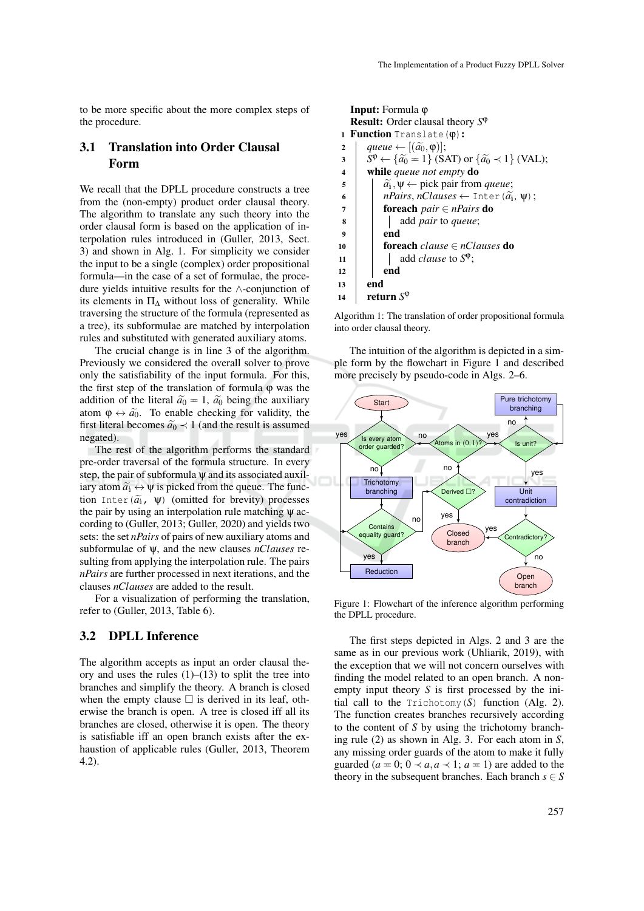to be more specific about the more complex steps of the procedure.

## 3.1 Translation into Order Clausal Form

We recall that the DPLL procedure constructs a tree from the (non-empty) product order clausal theory. The algorithm to translate any such theory into the order clausal form is based on the application of interpolation rules introduced in (Guller, 2013, Sect. 3) and shown in Alg. 1. For simplicity we consider the input to be a single (complex) order propositional formula—in the case of a set of formulae, the procedure yields intuitive results for the $\wedge$-conjunction of its elements in $\Pi_\Delta$ without loss of generality. While traversing the structure of the formula (represented as a tree), its subformulae are matched by interpolation rules and substituted with generated auxiliary atoms.

The crucial change is in line 3 of the algorithm. Previously we considered the overall solver to prove only the satisfiability of the input formula. For this, the first step of the translation of formula $\varphi$ was the addition of the literal $\widetilde{a}_0 \eqcirc 1$, $\widetilde{a}_0$ being the auxiliary atom $\varphi \leftrightarrow \widetilde{a}_0$. To enable checking for validity, the first literal becomes $\widetilde{a}_0 \prec 1$ (and the result is assumed negated).

The rest of the algorithm performs the standard pre-order traversal of the formula structure. In every step, the pair of subformula $\psi$ and its associated auxiliary atom $\widetilde{a}_i \leftrightarrow \psi$ is picked from the queue. The function `Inter(`$\widetilde{a}_i$`, ψ)` (omitted for brevity) processes the pair by using an interpolation rule matching $\psi$ according to (Guller, 2013; Guller, 2020) and yields two sets: the set *nPairs* of pairs of new auxiliary atoms and subformulae of $\psi$, and the new clauses *nClauses* resulting from applying the interpolation rule. The pairs *nPairs* are further processed in next iterations, and the clauses *nClauses* are added to the result.

For a visualization of performing the translation, refer to (Guller, 2013, Table 6).

**Input:** Formula $\varphi$
**Result:** Order clausal theory $S^\varphi$

```
1  Function Translate(φ):
2      queue ← [(ã₀, φ)];
3      S^φ ← {ã₀ ≖ 1} (SAT) or {ã₀ ≺ 1} (VAL);
4      while queue not empty do
5          ãᵢ, ψ ← pick pair from queue;
6          nPairs, nClauses ← Inter(ãᵢ, ψ);
7          foreach pair ∈ nPairs do
8              add pair to queue;
9          end
10         foreach clause ∈ nClauses do
11             add clause to S^φ;
12         end
13     end
14     return S^φ
```

Algorithm 1: The translation of order propositional formula into order clausal theory.

The intuition of the algorithm is depicted in a simple form by the flowchart in Figure 1 and described more precisely by pseudo-code in Algs. 2–6.

Figure 1: Flowchart of the inference algorithm performing the DPLL procedure.

## 3.2 DPLL Inference

The algorithm accepts as input an order clausal theory and uses the rules (1)–(13) to split the tree into branches and simplify the theory. A branch is closed when the empty clause $\square$ is derived in its leaf, otherwise the branch is open. A tree is closed iff all its branches are closed, otherwise it is open. The theory is satisfiable iff an open branch exists after the exhaustion of applicable rules (Guller, 2013, Theorem 4.2).

The first steps depicted in Algs. 2 and 3 are the same as in our previous work (Uhliarik, 2019), with the exception that we will not concern ourselves with finding the model related to an open branch. A non-empty input theory $S$ is first processed by the initial call to the `Trichotomy(S)` function (Alg. 2). The function creates branches recursively according to the content of $S$ by using the trichotomy branching rule (2) as shown in Alg. 3. For each atom in $S$, any missing order guards of the atom to make it fully guarded ($a \eqcirc 0$; $0 \prec a, a \prec 1$; $a \eqcirc 1$) are added to the theory in the subsequent branches. Each branch $s \in S$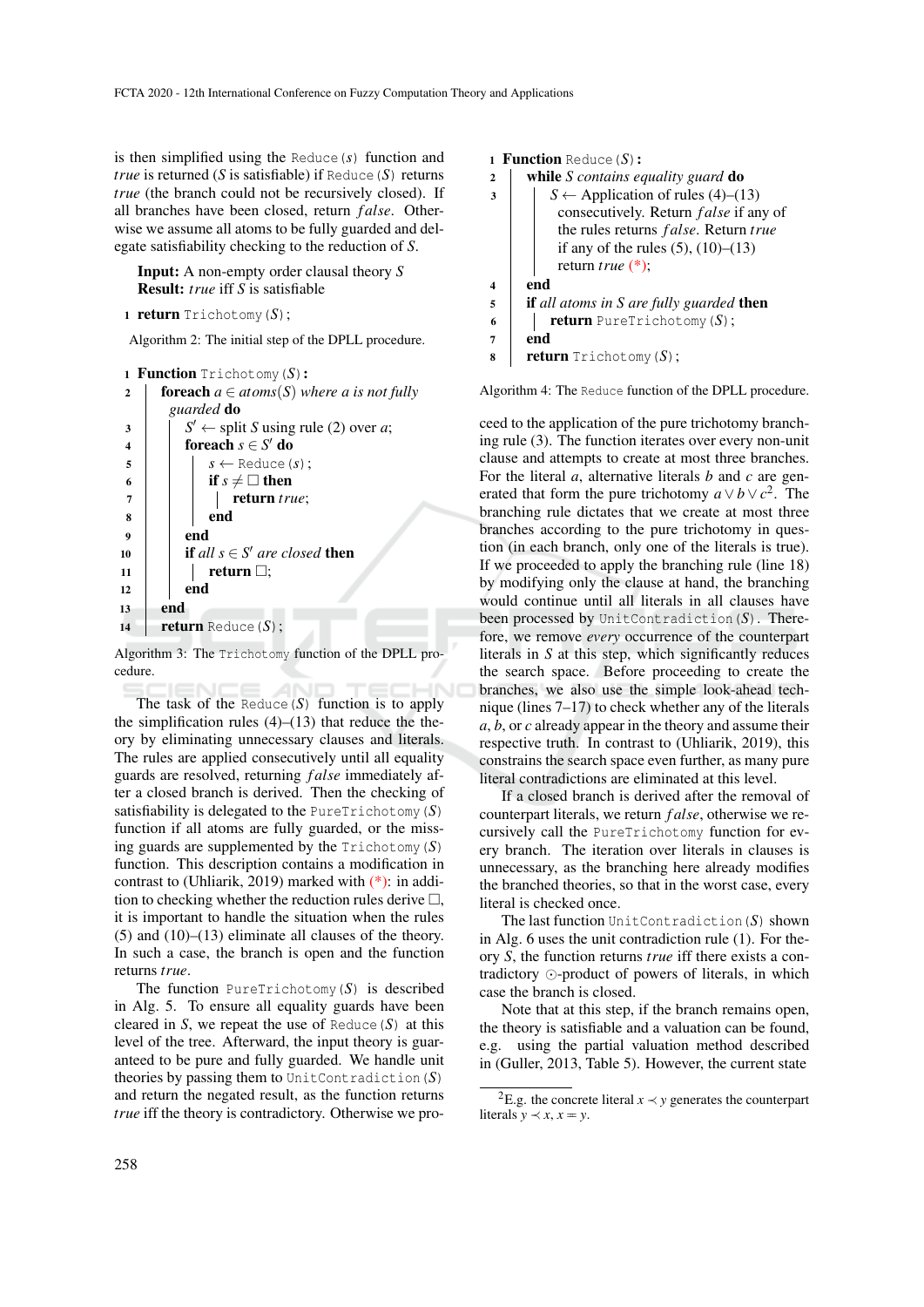is then simplified using the `Reduce(s)` function and *true* is returned ($S$ is satisfiable) if `Reduce(S)` returns *true* (the branch could not be recursively closed). If all branches have been closed, return *false*. Otherwise we assume all atoms to be fully guarded and delegate satisfiability checking to the reduction of $S$.

```
Input: A non-empty order clausal theory S
Result: true iff S is satisfiable
1 return Trichotomy(S);
```

Algorithm 2: The initial step of the DPLL procedure.

```
1  Function Trichotomy(S):
2      foreach a ∈ atoms(S) where a is not fully guarded do
3          S' ← split S using rule (2) over a;
4          foreach s ∈ S' do
5              s ← Reduce(s);
6              if s ≠ □ then
7                  return true;
8              end
9          end
10         if all s ∈ S' are closed then
11             return □;
12         end
13     end
14     return Reduce(S);
```

Algorithm 3: The `Trichotomy` function of the DPLL procedure.

The task of the `Reduce(S)` function is to apply the simplification rules (4)–(13) that reduce the theory by eliminating unnecessary clauses and literals. The rules are applied consecutively until all equality guards are resolved, returning *false* immediately after a closed branch is derived. Then the checking of satisfiability is delegated to the `PureTrichotomy(S)` function if all atoms are fully guarded, or the missing guards are supplemented by the `Trichotomy(S)` function. This description contains a modification in contrast to (Uhliarik, 2019) marked with (*): in addition to checking whether the reduction rules derive $\square$, it is important to handle the situation when the rules (5) and (10)–(13) eliminate all clauses of the theory. In such a case, the branch is open and the function returns *true*.

The function `PureTrichotomy(S)` is described in Alg. 5. To ensure all equality guards have been cleared in $S$, we repeat the use of `Reduce(S)` at this level of the tree. Afterward, the input theory is guaranteed to be pure and fully guarded. We handle unit theories by passing them to `UnitContradiction(S)` and return the negated result, as the function returns *true* iff the theory is contradictory. Otherwise we proceed to the application of the pure trichotomy branching rule (3). The function iterates over every non-unit clause and attempts to create at most three branches. For the literal $a$, alternative literals $b$ and $c$ are generated that form the pure trichotomy $a \vee b \vee c$[2]. The branching rule dictates that we create at most three branches according to the pure trichotomy in question (in each branch, only one of the literals is true). If we proceeded to apply the branching rule (line 18) by modifying only the clause at hand, the branching would continue until all literals in all clauses have been processed by `UnitContradiction(S)`. Therefore, we remove *every* occurrence of the counterpart literals in $S$ at this step, which significantly reduces the search space. Before proceeding to create the branches, we also use the simple look-ahead technique (lines 7–17) to check whether any of the literals $a$, $b$, or $c$ already appear in the theory and assume their respective truth. In contrast to (Uhliarik, 2019), this constrains the search space even further, as many pure literal contradictions are eliminated at this level.

```
1  Function Reduce(S):
2      while S contains equality guard do
3          S ← Application of rules (4)–(13)
               consecutively. Return false if any of
               the rules returns false. Return true
               if any of the rules (5), (10)–(13)
               return true (*);
4      end
5      if all atoms in S are fully guarded then
6          return PureTrichotomy(S);
7      end
8      return Trichotomy(S);
```

Algorithm 4: The `Reduce` function of the DPLL procedure.

If a closed branch is derived after the removal of counterpart literals, we return *false*, otherwise we recursively call the `PureTrichotomy` function for every branch. The iteration over literals in clauses is unnecessary, as the branching here already modifies the branched theories, so that in the worst case, every literal is checked once.

The last function `UnitContradiction(S)` shown in Alg. 6 uses the unit contradiction rule (1). For theory $S$, the function returns *true* iff there exists a contradictory $\odot$-product of powers of literals, in which case the branch is closed.

Note that at this step, if the branch remains open, the theory is satisfiable and a valuation can be found, e.g. using the partial valuation method described in (Guller, 2013, Table 5). However, the current state

[2] E.g. the concrete literal $x \prec y$ generates the counterpart literals $y \prec x$, $x = y$.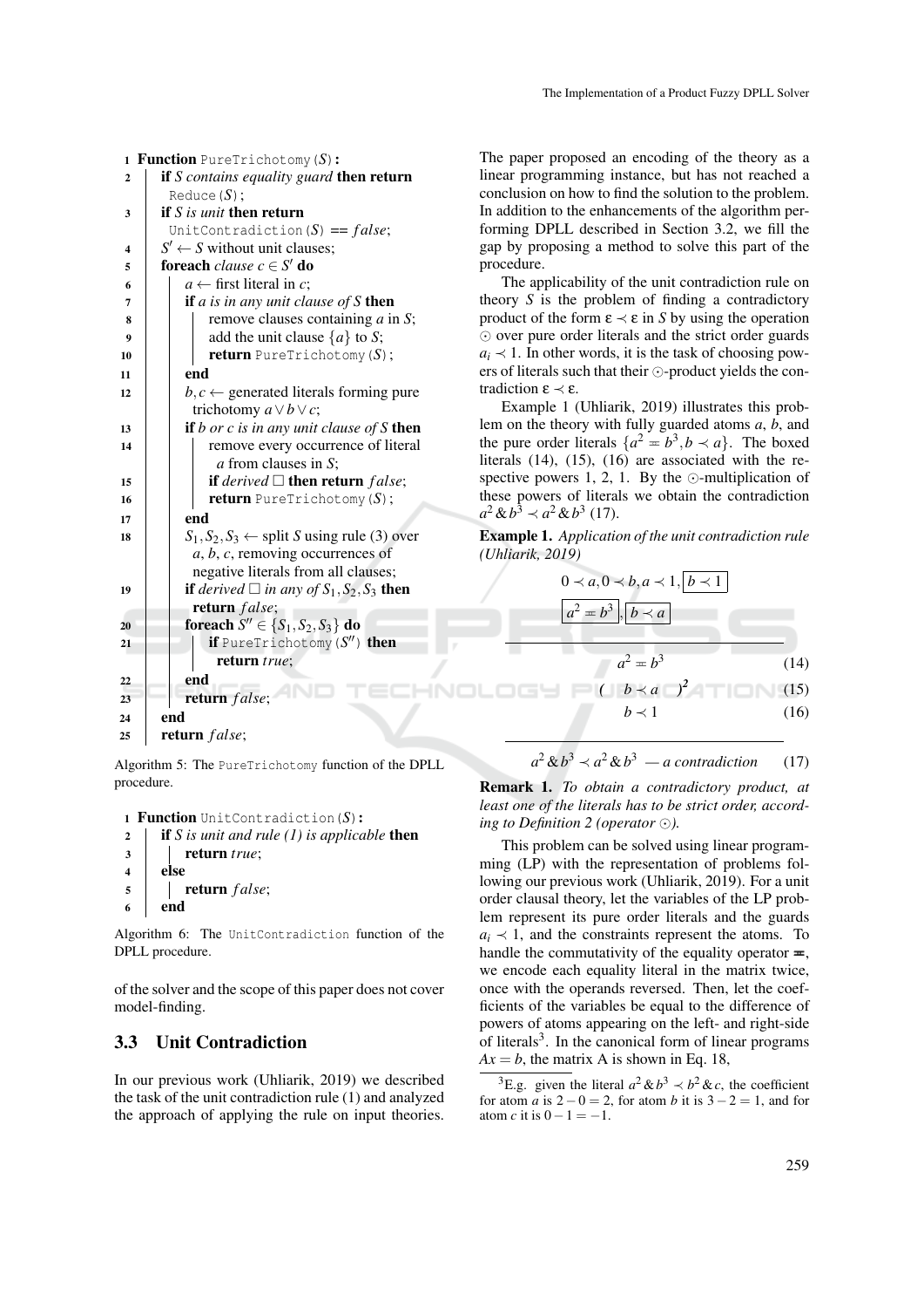```
1  Function PureTrichotomy(S):
2      if S contains equality guard then return
         Reduce(S);
3      if S is unit then return
         UnitContradiction(S) == false;
4      S' ← S without unit clauses;
5      foreach clause c ∈ S' do
6          a ← first literal in c;
7          if a is in any unit clause of S then
8              remove clauses containing a in S;
9              add the unit clause {a} to S;
10             return PureTrichotomy(S);
11         end
12         b, c ← generated literals forming pure
             trichotomy a ∨ b ∨ c;
13         if b or c is in any unit clause of S then
14             remove every occurrence of literal
                 a from clauses in S;
15             if derived □ then return false;
16             return PureTrichotomy(S);
17         end
18         S1, S2, S3 ← split S using rule (3) over
             a, b, c, removing occurrences of
             negative literals from all clauses;
19         if derived □ in any of S1, S2, S3 then
             return false;
20         foreach S'' ∈ {S1, S2, S3} do
21             if PureTrichotomy(S'') then
                 return true;
22         end
23         return false;
24     end
25     return false;
```

Algorithm 5: The `PureTrichotomy` function of the DPLL procedure.

```
1  Function UnitContradiction(S):
2      if S is unit and rule (1) is applicable then
3          return true;
4      else
5          return false;
6      end
```

Algorithm 6: The `UnitContradiction` function of the DPLL procedure.

of the solver and the scope of this paper does not cover model-finding.

### 3.3 Unit Contradiction

In our previous work (Uhliarik, 2019) we described the task of the unit contradiction rule (1) and analyzed the approach of applying the rule on input theories. The paper proposed an encoding of the theory as a linear programming instance, but has not reached a conclusion on how to find the solution to the problem. In addition to the enhancements of the algorithm performing DPLL described in Section 3.2, we fill the gap by proposing a method to solve this part of the procedure.

The applicability of the unit contradiction rule on theory $S$ is the problem of finding a contradictory product of the form $\varepsilon \prec \varepsilon$ in $S$ by using the operation $\odot$ over pure order literals and the strict order guards $a_i \prec 1$. In other words, it is the task of choosing powers of literals such that their $\odot$-product yields the contradiction $\varepsilon \prec \varepsilon$.

Example 1 (Uhliarik, 2019) illustrates this problem on the theory with fully guarded atoms $a$, $b$, and the pure order literals $\{a^2 \eqsim b^3, b \prec a\}$. The boxed literals (14), (15), (16) are associated with the respective powers 1, 2, 1. By the $\odot$-multiplication of these powers of literals we obtain the contradiction $a^2 \,\&\, b^3 \prec a^2 \,\&\, b^3$ (17).

**Example 1.** *Application of the unit contradiction rule (Uhliarik, 2019)*

$$0 \prec a, 0 \prec b, a \prec 1, \boxed{b \prec 1}$$
$$\boxed{a^2 \eqsim b^3}, \boxed{b \prec a}$$

$$a^2 \eqsim b^3 \quad (14)$$
$$(\quad b \prec a \quad)^2 \quad (15)$$
$$b \prec 1 \quad (16)$$

$$a^2 \,\&\, b^3 \prec a^2 \,\&\, b^3 \quad \text{— a contradiction} \quad (17)$$

**Remark 1.** *To obtain a contradictory product, at least one of the literals has to be strict order, according to Definition 2 (operator $\odot$).*

This problem can be solved using linear programming (LP) with the representation of problems following our previous work (Uhliarik, 2019). For a unit order clausal theory, let the variables of the LP problem represent its pure order literals and the guards $a_i \prec 1$, and the constraints represent the atoms. To handle the commutativity of the equality operator $\eqsim$, we encode each equality literal in the matrix twice, once with the operands reversed. Then, let the coefficients of the variables be equal to the difference of powers of atoms appearing on the left- and right-side of literals[3]. In the canonical form of linear programs $Ax = b$, the matrix A is shown in Eq. 18,

[3] E.g. given the literal $a^2 \,\&\, b^3 \prec b^2 \,\&\, c$, the coefficient for atom $a$ is $2 - 0 = 2$, for atom $b$ it is $3 - 2 = 1$, and for atom $c$ it is $0 - 1 = -1$.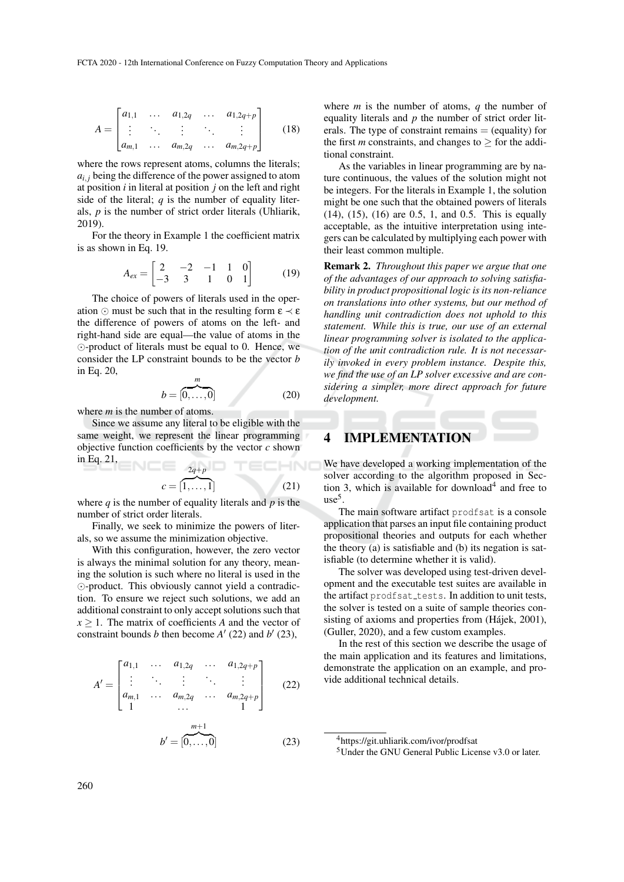$$A = \begin{bmatrix} a_{1,1} & \dots & a_{1,2q} & \dots & a_{1,2q+p} \\ \vdots & \ddots & \vdots & \ddots & \vdots \\ a_{m,1} & \dots & a_{m,2q} & \dots & a_{m,2q+p} \end{bmatrix} \tag{18}$$

where the rows represent atoms, columns the literals; $a_{i,j}$ being the difference of the power assigned to atom at position $i$ in literal at position $j$ on the left and right side of the literal; $q$ is the number of equality literals, $p$ is the number of strict order literals (Uhliarik, 2019).

For the theory in Example 1 the coefficient matrix is as shown in Eq. 19.

$$A_{ex} = \begin{bmatrix} 2 & -2 & -1 & 1 & 0 \\ -3 & 3 & 1 & 0 & 1 \end{bmatrix} \tag{19}$$

The choice of powers of literals used in the operation $\odot$ must be such that in the resulting form $\varepsilon \prec \varepsilon$ the difference of powers of atoms on the left- and right-hand side are equal—the value of atoms in the $\odot$-product of literals must be equal to 0. Hence, we consider the LP constraint bounds to be the vector $b$ in Eq. 20,

$$b = [\overbrace{0, \dots, 0}^{m}] \tag{20}$$

where $m$ is the number of atoms.

Since we assume any literal to be eligible with the same weight, we represent the linear programming objective function coefficients by the vector $c$ shown in Eq. 21,

$$c = [\overbrace{1, \dots, 1}^{2q+p}] \tag{21}$$

where $q$ is the number of equality literals and $p$ is the number of strict order literals.

Finally, we seek to minimize the powers of literals, so we assume the minimization objective.

With this configuration, however, the zero vector is always the minimal solution for any theory, meaning the solution is such where no literal is used in the $\odot$-product. This obviously cannot yield a contradiction. To ensure we reject such solutions, we add an additional constraint to only accept solutions such that $x \geq 1$. The matrix of coefficients $A$ and the vector of constraint bounds $b$ then become $A'$ (22) and $b'$ (23),

$$A' = \begin{bmatrix} a_{1,1} & \dots & a_{1,2q} & \dots & a_{1,2q+p} \\ \vdots & \ddots & \vdots & \ddots & \vdots \\ a_{m,1} & \dots & a_{m,2q} & \dots & a_{m,2q+p} \\ 1 & & \dots & & 1 \end{bmatrix} \tag{22}$$

$$b' = [\overbrace{0, \dots, 0}^{m+1}] \tag{23}$$

where $m$ is the number of atoms, $q$ the number of equality literals and $p$ the number of strict order literals. The type of constraint remains $=$ (equality) for the first $m$ constraints, and changes to $\geq$ for the additional constraint.

As the variables in linear programming are by nature continuous, the values of the solution might not be integers. For the literals in Example 1, the solution might be one such that the obtained powers of literals (14), (15), (16) are 0.5, 1, and 0.5. This is equally acceptable, as the intuitive interpretation using integers can be calculated by multiplying each power with their least common multiple.

**Remark 2.** *Throughout this paper we argue that one of the advantages of our approach to solving satisfiability in product propositional logic is its non-reliance on translations into other systems, but our method of handling unit contradiction does not uphold to this statement. While this is true, our use of an external linear programming solver is isolated to the application of the unit contradiction rule. It is not necessarily invoked in every problem instance. Despite this, we find the use of an LP solver excessive and are considering a simpler, more direct approach for future development.*

## 4 IMPLEMENTATION

We have developed a working implementation of the solver according to the algorithm proposed in Section 3, which is available for download[4] and free to use[5].

The main software artifact `prodfsat` is a console application that parses an input file containing product propositional theories and outputs for each whether the theory (a) is satisfiable and (b) its negation is satisfiable (to determine whether it is valid).

The solver was developed using test-driven development and the executable test suites are available in the artifact `prodfsat_tests`. In addition to unit tests, the solver is tested on a suite of sample theories consisting of axioms and properties from (Hájek, 2001), (Guller, 2020), and a few custom examples.

In the rest of this section we describe the usage of the main application and its features and limitations, demonstrate the application on an example, and provide additional technical details.

[4] https://git.uhliarik.com/ivor/prodfsat

[5] Under the GNU General Public License v3.0 or later.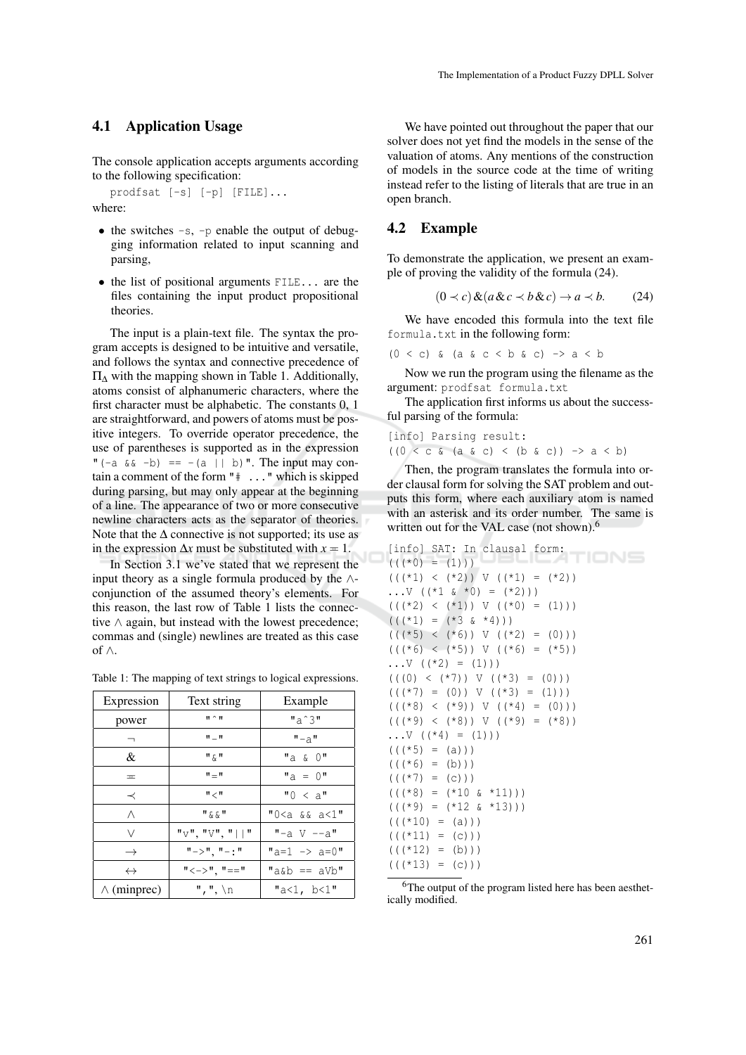## 4.1 Application Usage

The console application accepts arguments according to the following specification:

```
prodfsat [-s] [-p] [FILE]...
```

where:

- the switches `-s`, `-p` enable the output of debugging information related to input scanning and parsing,
- the list of positional arguments `FILE...` are the files containing the input product propositional theories.

The input is a plain-text file. The syntax the program accepts is designed to be intuitive and versatile, and follows the syntax and connective precedence of $\Pi_\Delta$ with the mapping shown in Table 1. Additionally, atoms consist of alphanumeric characters, where the first character must be alphabetic. The constants 0, 1 are straightforward, and powers of atoms must be positive integers. To override operator precedence, the use of parentheses is supported as in the expression `"(-a && -b) == -(a || b)"`. The input may contain a comment of the form `"# ..."` which is skipped during parsing, but may only appear at the beginning of a line. The appearance of two or more consecutive newline characters acts as the separator of theories. Note that the $\Delta$ connective is not supported; its use as in the expression $\Delta x$ must be substituted with $x \doteq 1$.

In Section 3.1 we've stated that we represent the input theory as a single formula produced by the $\wedge$-conjunction of the assumed theory's elements. For this reason, the last row of Table 1 lists the connective $\wedge$ again, but instead with the lowest precedence; commas and (single) newlines are treated as this case of $\wedge$.

Table 1: The mapping of text strings to logical expressions.

| Expression | Text string | Example |
|---|---|---|
| power | `"^"` | `"a^3"` |
| $\neg$ | `"-"` | `"-a"` |
| $\&$ | `"&"` | `"a & 0"` |
| $\doteq$ | `"="` | `"a = 0"` |
| $\prec$ | `"<"` | `"0 < a"` |
| $\wedge$ | `"&&"` | `"0<a && a<1"` |
| $\vee$ | `"v"`, `"V"`, `"\|\|"` | `"-a V --a"` |
| $\rightarrow$ | `"->"`, `"-:"` | `"a=1 -> a=0"` |
| $\leftrightarrow$ | `"<->"`, `"=="` | `"a&b == aVb"` |
| $\wedge$ (minprec) | `","`, `\n` | `"a<1, b<1"` |

We have pointed out throughout the paper that our solver does not yet find the models in the sense of the valuation of atoms. Any mentions of the construction of models in the source code at the time of writing instead refer to the listing of literals that are true in an open branch.

## 4.2 Example

To demonstrate the application, we present an example of proving the validity of the formula (24).

$$(0 \prec c) \& (a \& c \prec b \& c) \rightarrow a \prec b. \tag{24}$$

We have encoded this formula into the text file `formula.txt` in the following form:

```
(0 < c) & (a & c < b & c) -> a < b
```

Now we run the program using the filename as the argument: `prodfsat formula.txt`

The application first informs us about the successful parsing of the formula:

```
[info] Parsing result:
((0 < c & (a & c) < (b & c)) -> a < b)
```

Then, the program translates the formula into order clausal form for solving the SAT problem and outputs this form, where each auxiliary atom is named with an asterisk and its order number. The same is written out for the VAL case (not shown).[6]

```
[info] SAT: In clausal form:
(((*0) = (1)))
(((*1) < (*2)) V ((*1) = (*2))
...V ((*1 & *0) = (*2)))
(((*2) < (*1)) V ((*0) = (1)))
(((*1) = (*3 & *4)))
(((*5) < (*6)) V ((*2) = (0)))
(((*6) < (*5)) V ((*6) = (*5))
...V ((*2) = (1)))
(((0) < (*7)) V ((*3) = (0)))
(((*7) = (0)) V ((*3) = (1)))
(((*8) < (*9)) V ((*4) = (0)))
(((*9) < (*8)) V ((*9) = (*8))
...V ((*4) = (1)))
(((*5) = (a)))
(((*6) = (b)))
(((*7) = (c)))
(((*8) = (*10 & *11)))
(((*9) = (*12 & *13)))
(((*10) = (a)))
(((*11) = (c)))
(((*12) = (b)))
(((*13) = (c)))
```

[6] The output of the program listed here has been aesthetically modified.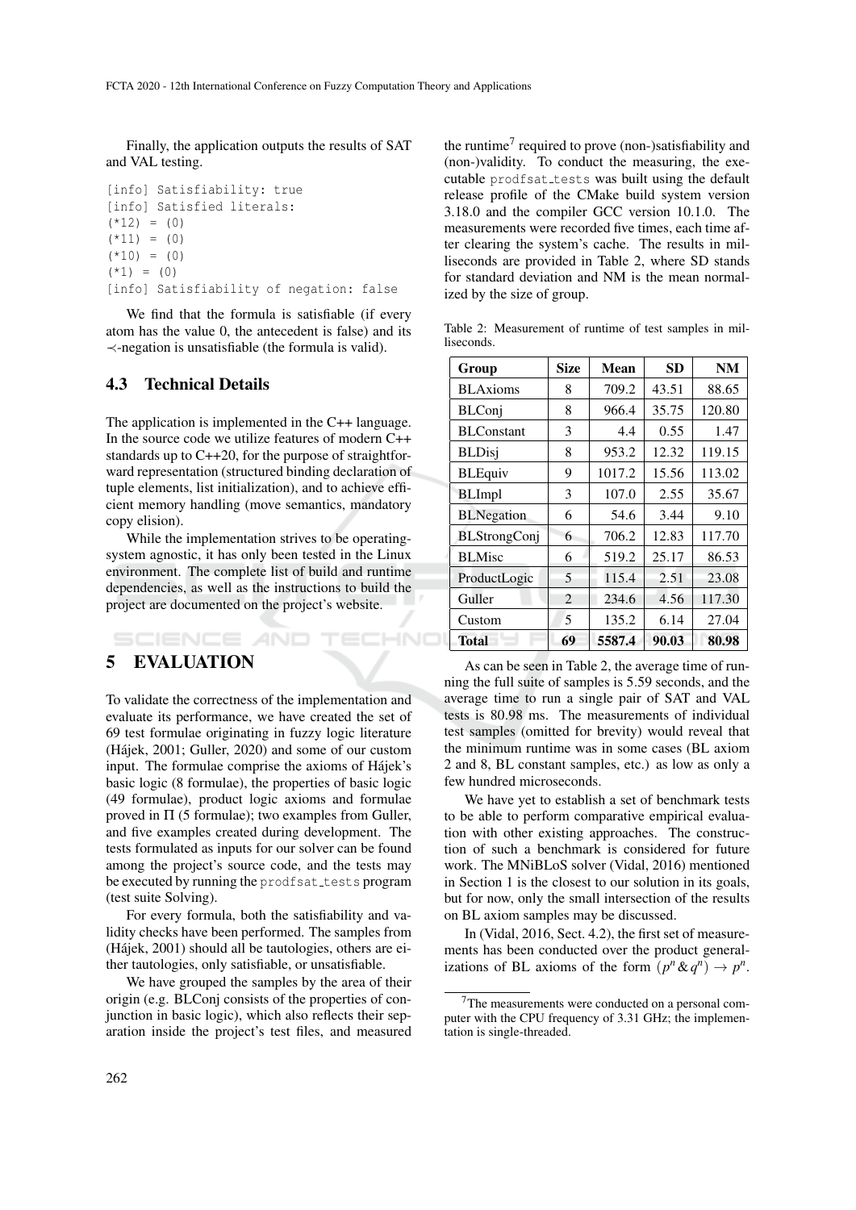Finally, the application outputs the results of SAT and VAL testing.

```
[info] Satisfiability: true
[info] Satisfied literals:
(*12) = (0)
(*11) = (0)
(*10) = (0)
(*1) = (0)
[info] Satisfiability of negation: false
```

We find that the formula is satisfiable (if every atom has the value 0, the antecedent is false) and its $\prec$-negation is unsatisfiable (the formula is valid).

### 4.3 Technical Details

The application is implemented in the C++ language. In the source code we utilize features of modern C++ standards up to C++20, for the purpose of straightforward representation (structured binding declaration of tuple elements, list initialization), and to achieve efficient memory handling (move semantics, mandatory copy elision).

While the implementation strives to be operating-system agnostic, it has only been tested in the Linux environment. The complete list of build and runtime dependencies, as well as the instructions to build the project are documented on the project's website.

## 5 EVALUATION

To validate the correctness of the implementation and evaluate its performance, we have created the set of 69 test formulae originating in fuzzy logic literature (Hájek, 2001; Guller, 2020) and some of our custom input. The formulae comprise the axioms of Hájek's basic logic (8 formulae), the properties of basic logic (49 formulae), product logic axioms and formulae proved in $\Pi$ (5 formulae); two examples from Guller, and five examples created during development. The tests formulated as inputs for our solver can be found among the project's source code, and the tests may be executed by running the prodfsat_tests program (test suite Solving).

For every formula, both the satisfiability and validity checks have been performed. The samples from (Hájek, 2001) should all be tautologies, others are either tautologies, only satisfiable, or unsatisfiable.

We have grouped the samples by the area of their origin (e.g. BLConj consists of the properties of conjunction in basic logic), which also reflects their separation inside the project's test files, and measured the runtime[7] required to prove (non-)satisfiability and (non-)validity. To conduct the measuring, the executable prodfsat_tests was built using the default release profile of the CMake build system version 3.18.0 and the compiler GCC version 10.1.0. The measurements were recorded five times, each time after clearing the system's cache. The results in milliseconds are provided in Table 2, where SD stands for standard deviation and NM is the mean normalized by the size of group.

Table 2: Measurement of runtime of test samples in milliseconds.

| Group | Size | Mean | SD | NM |
|---|---|---|---|---|
| BLAxioms | 8 | 709.2 | 43.51 | 88.65 |
| BLConj | 8 | 966.4 | 35.75 | 120.80 |
| BLConstant | 3 | 4.4 | 0.55 | 1.47 |
| BLDisj | 8 | 953.2 | 12.32 | 119.15 |
| BLEquiv | 9 | 1017.2 | 15.56 | 113.02 |
| BLImpl | 3 | 107.0 | 2.55 | 35.67 |
| BLNegation | 6 | 54.6 | 3.44 | 9.10 |
| BLStrongConj | 6 | 706.2 | 12.83 | 117.70 |
| BLMisc | 6 | 519.2 | 25.17 | 86.53 |
| ProductLogic | 5 | 115.4 | 2.51 | 23.08 |
| Guller | 2 | 234.6 | 4.56 | 117.30 |
| Custom | 5 | 135.2 | 6.14 | 27.04 |
| **Total** | **69** | **5587.4** | **90.03** | **80.98** |

As can be seen in Table 2, the average time of running the full suite of samples is 5.59 seconds, and the average time to run a single pair of SAT and VAL tests is 80.98 ms. The measurements of individual test samples (omitted for brevity) would reveal that the minimum runtime was in some cases (BL axiom 2 and 8, BL constant samples, etc.) as low as only a few hundred microseconds.

We have yet to establish a set of benchmark tests to be able to perform comparative empirical evaluation with other existing approaches. The construction of such a benchmark is considered for future work. The MNiBLoS solver (Vidal, 2016) mentioned in Section 1 is the closest to our solution in its goals, but for now, only the small intersection of the results on BL axiom samples may be discussed.

In (Vidal, 2016, Sect. 4.2), the first set of measurements has been conducted over the product generalizations of BL axioms of the form $(p^n \& q^n) \rightarrow p^n$.

[7]The measurements were conducted on a personal computer with the CPU frequency of 3.31 GHz; the implementation is single-threaded.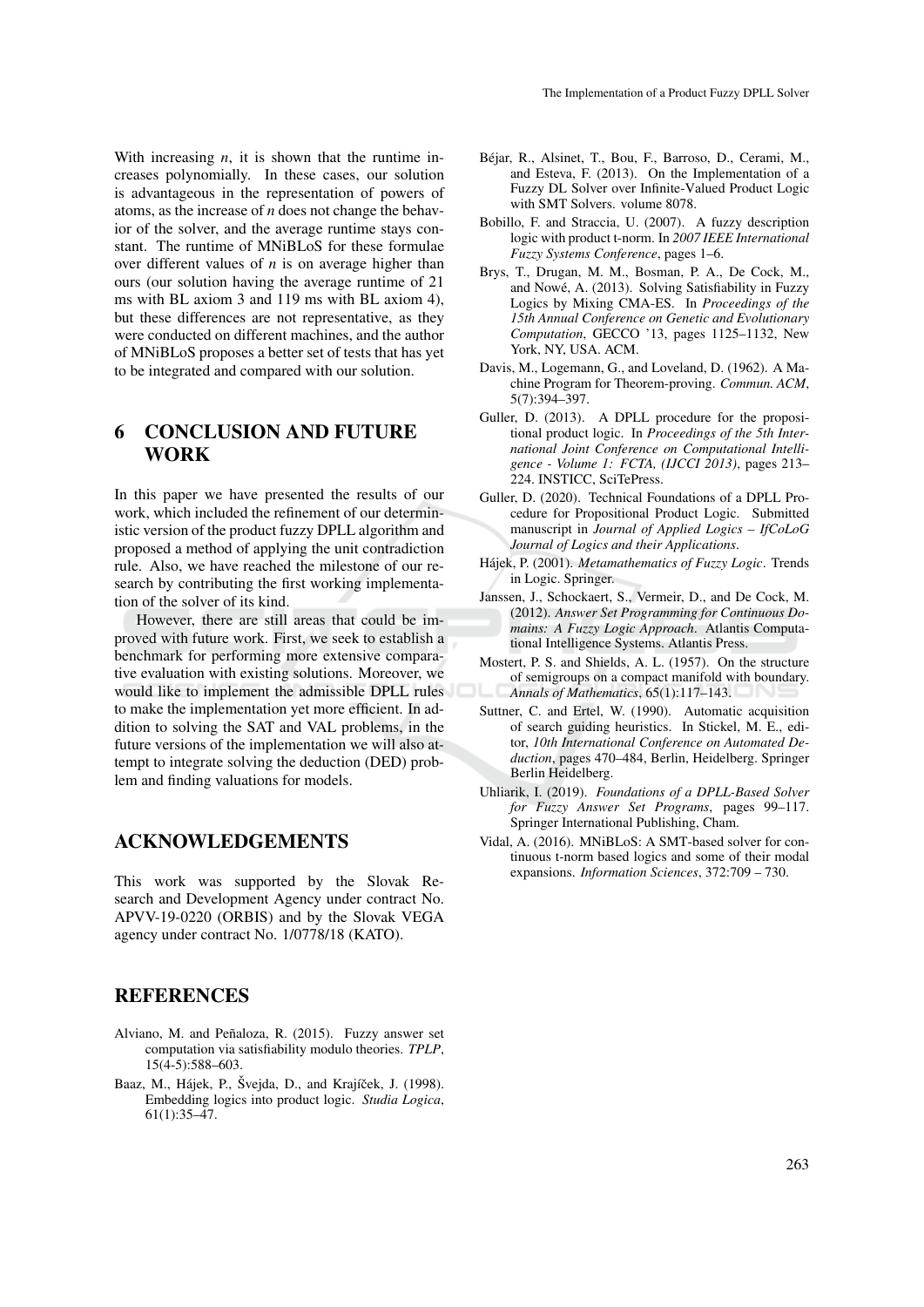With increasing $n$, it is shown that the runtime increases polynomially. In these cases, our solution is advantageous in the representation of powers of atoms, as the increase of $n$ does not change the behavior of the solver, and the average runtime stays constant. The runtime of MNiBLoS for these formulae over different values of $n$ is on average higher than ours (our solution having the average runtime of 21 ms with BL axiom 3 and 119 ms with BL axiom 4), but these differences are not representative, as they were conducted on different machines, and the author of MNiBLoS proposes a better set of tests that has yet to be integrated and compared with our solution.

## 6 CONCLUSION AND FUTURE WORK

In this paper we have presented the results of our work, which included the refinement of our deterministic version of the product fuzzy DPLL algorithm and proposed a method of applying the unit contradiction rule. Also, we have reached the milestone of our research by contributing the first working implementation of the solver of its kind.

However, there are still areas that could be improved with future work. First, we seek to establish a benchmark for performing more extensive comparative evaluation with existing solutions. Moreover, we would like to implement the admissible DPLL rules to make the implementation yet more efficient. In addition to solving the SAT and VAL problems, in the future versions of the implementation we will also attempt to integrate solving the deduction (DED) problem and finding valuations for models.

## ACKNOWLEDGEMENTS

This work was supported by the Slovak Research and Development Agency under contract No. APVV-19-0220 (ORBIS) and by the Slovak VEGA agency under contract No. 1/0778/18 (KATO).

## REFERENCES

Alviano, M. and Peñaloza, R. (2015). Fuzzy answer set computation via satisfiability modulo theories. *TPLP*, 15(4-5):588–603.

Baaz, M., Hájek, P., Švejda, D., and Krajíček, J. (1998). Embedding logics into product logic. *Studia Logica*, 61(1):35–47.

Béjar, R., Alsinet, T., Bou, F., Barroso, D., Cerami, M., and Esteva, F. (2013). On the Implementation of a Fuzzy DL Solver over Infinite-Valued Product Logic with SMT Solvers. volume 8078.

Bobillo, F. and Straccia, U. (2007). A fuzzy description logic with product t-norm. In *2007 IEEE International Fuzzy Systems Conference*, pages 1–6.

Brys, T., Drugan, M. M., Bosman, P. A., De Cock, M., and Nowé, A. (2013). Solving Satisfiability in Fuzzy Logics by Mixing CMA-ES. In *Proceedings of the 15th Annual Conference on Genetic and Evolutionary Computation*, GECCO '13, pages 1125–1132, New York, NY, USA. ACM.

Davis, M., Logemann, G., and Loveland, D. (1962). A Machine Program for Theorem-proving. *Commun. ACM*, 5(7):394–397.

Guller, D. (2013). A DPLL procedure for the propositional product logic. In *Proceedings of the 5th International Joint Conference on Computational Intelligence - Volume 1: FCTA, (IJCCI 2013)*, pages 213–224. INSTICC, SciTePress.

Guller, D. (2020). Technical Foundations of a DPLL Procedure for Propositional Product Logic. Submitted manuscript in *Journal of Applied Logics – IfCoLoG Journal of Logics and their Applications*.

Hájek, P. (2001). *Metamathematics of Fuzzy Logic*. Trends in Logic. Springer.

Janssen, J., Schockaert, S., Vermeir, D., and De Cock, M. (2012). *Answer Set Programming for Continuous Domains: A Fuzzy Logic Approach*. Atlantis Computational Intelligence Systems. Atlantis Press.

Mostert, P. S. and Shields, A. L. (1957). On the structure of semigroups on a compact manifold with boundary. *Annals of Mathematics*, 65(1):117–143.

Suttner, C. and Ertel, W. (1990). Automatic acquisition of search guiding heuristics. In Stickel, M. E., editor, *10th International Conference on Automated Deduction*, pages 470–484, Berlin, Heidelberg. Springer Berlin Heidelberg.

Uhliarik, I. (2019). *Foundations of a DPLL-Based Solver for Fuzzy Answer Set Programs*, pages 99–117. Springer International Publishing, Cham.

Vidal, A. (2016). MNiBLoS: A SMT-based solver for continuous t-norm based logics and some of their modal expansions. *Information Sciences*, 372:709 – 730.